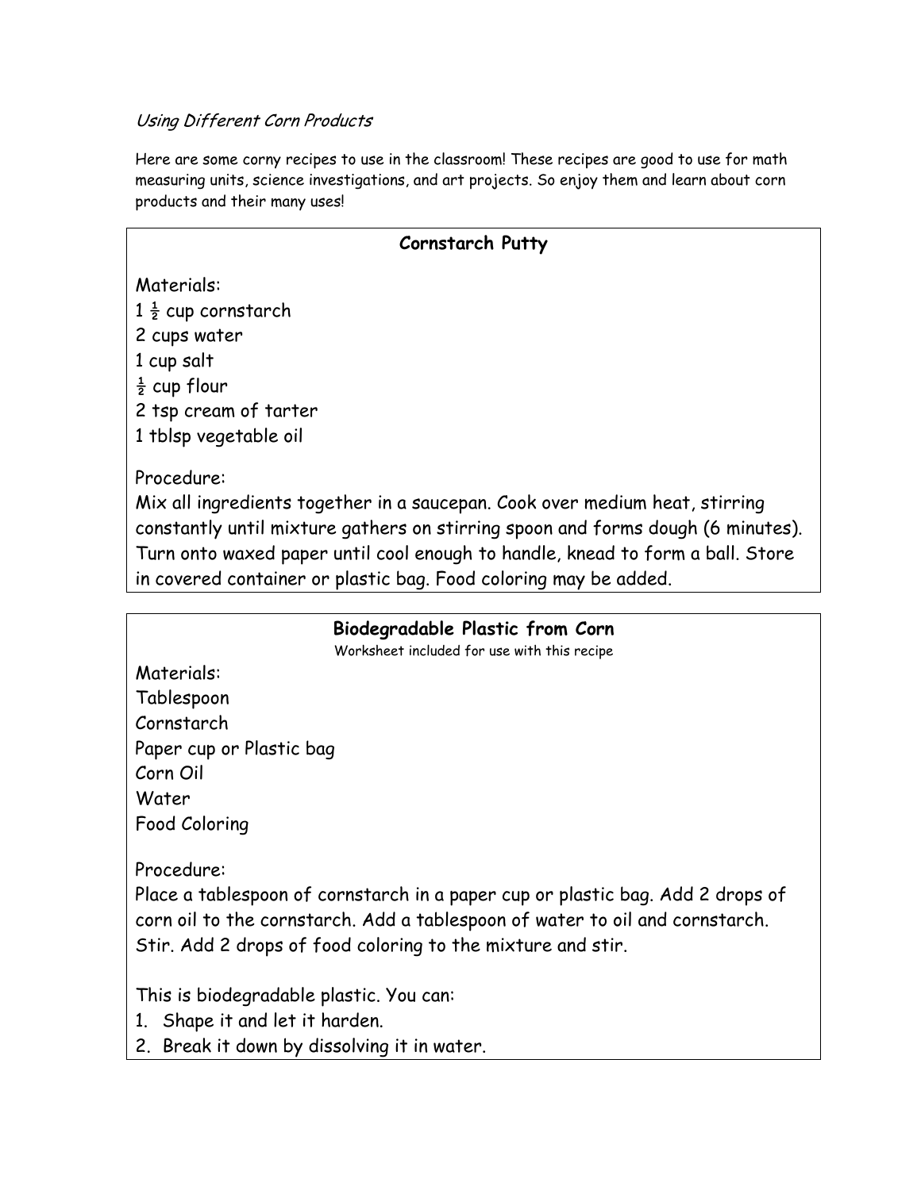*Using Different Corn Products*

Here are some corny recipes to use in the classroom! These recipes are good to use for math measuring units, science investigations, and art projects. So enjoy them and learn about corn products and their many uses!

## Cornstarch Putty

Materials:

1 ½ cup cornstarch
2 cups water
1 cup salt
½ cup flour
2 tsp cream of tarter
1 tblsp vegetable oil

Procedure:

Mix all ingredients together in a saucepan. Cook over medium heat, stirring constantly until mixture gathers on stirring spoon and forms dough (6 minutes). Turn onto waxed paper until cool enough to handle, knead to form a ball. Store in covered container or plastic bag. Food coloring may be added.

## Biodegradable Plastic from Corn

Worksheet included for use with this recipe

Materials:

Tablespoon
Cornstarch
Paper cup or Plastic bag
Corn Oil
Water
Food Coloring

Procedure:

Place a tablespoon of cornstarch in a paper cup or plastic bag. Add 2 drops of corn oil to the cornstarch. Add a tablespoon of water to oil and cornstarch. Stir. Add 2 drops of food coloring to the mixture and stir.

This is biodegradable plastic. You can:

1. Shape it and let it harden.
2. Break it down by dissolving it in water.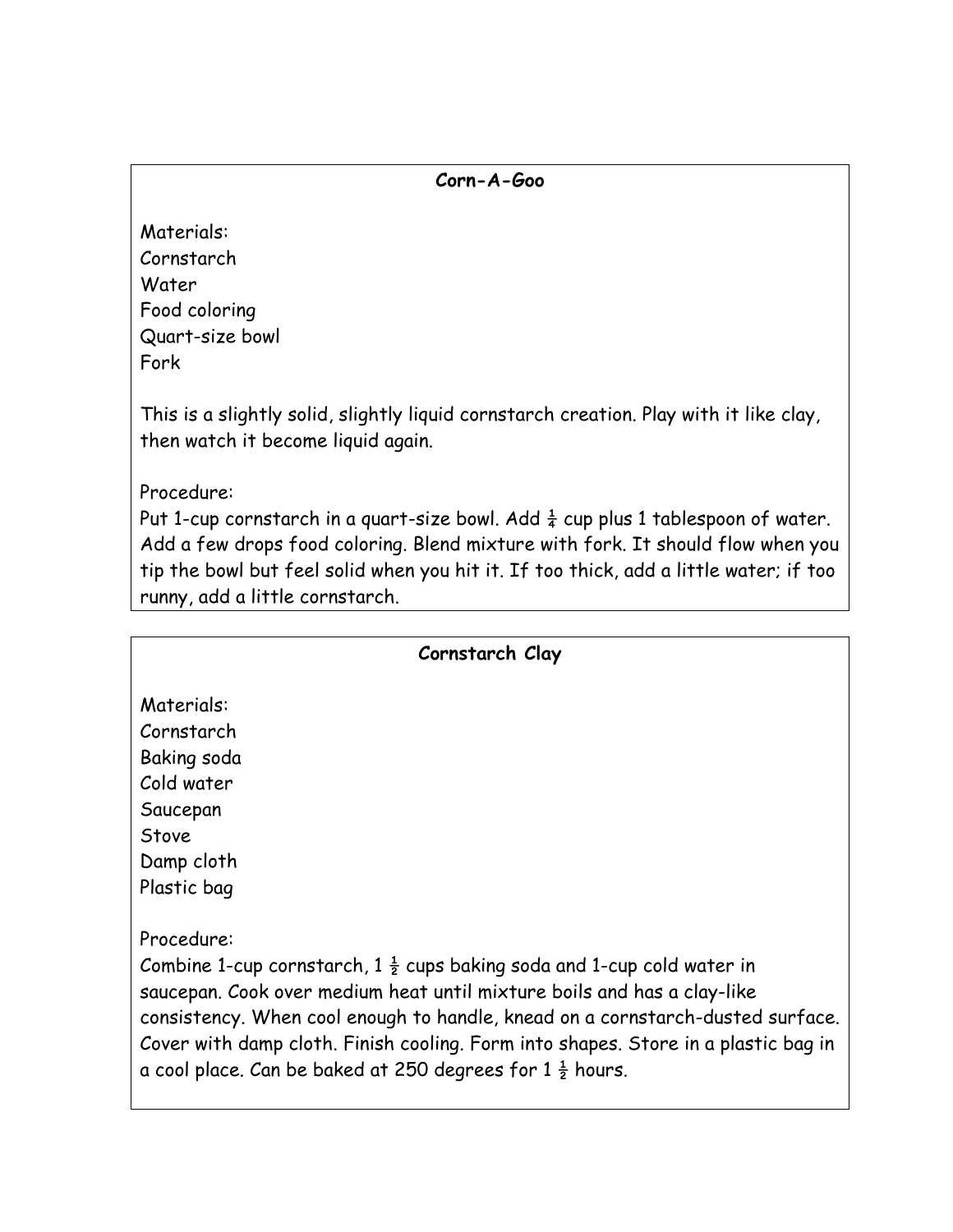## Corn-A-Goo

Materials:
Cornstarch
Water
Food coloring
Quart-size bowl
Fork

This is a slightly solid, slightly liquid cornstarch creation. Play with it like clay, then watch it become liquid again.

Procedure:
Put 1-cup cornstarch in a quart-size bowl. Add ¼ cup plus 1 tablespoon of water. Add a few drops food coloring. Blend mixture with fork. It should flow when you tip the bowl but feel solid when you hit it. If too thick, add a little water; if too runny, add a little cornstarch.

## Cornstarch Clay

Materials:
Cornstarch
Baking soda
Cold water
Saucepan
Stove
Damp cloth
Plastic bag

Procedure:
Combine 1-cup cornstarch, 1 ½ cups baking soda and 1-cup cold water in saucepan. Cook over medium heat until mixture boils and has a clay-like consistency. When cool enough to handle, knead on a cornstarch-dusted surface. Cover with damp cloth. Finish cooling. Form into shapes. Store in a plastic bag in a cool place. Can be baked at 250 degrees for 1 ½ hours.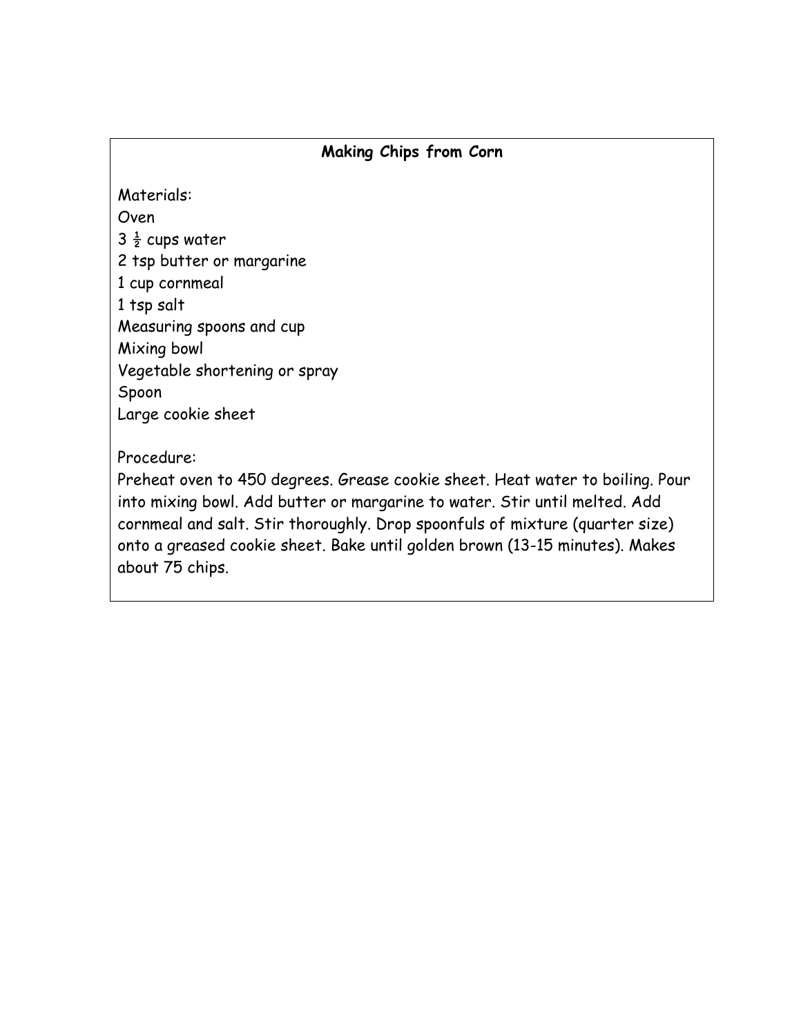## Making Chips from Corn

Materials:

- Oven
- 3 ½ cups water
- 2 tsp butter or margarine
- 1 cup cornmeal
- 1 tsp salt
- Measuring spoons and cup
- Mixing bowl
- Vegetable shortening or spray
- Spoon
- Large cookie sheet

Procedure:

Preheat oven to 450 degrees. Grease cookie sheet. Heat water to boiling. Pour into mixing bowl. Add butter or margarine to water. Stir until melted. Add cornmeal and salt. Stir thoroughly. Drop spoonfuls of mixture (quarter size) onto a greased cookie sheet. Bake until golden brown (13-15 minutes). Makes about 75 chips.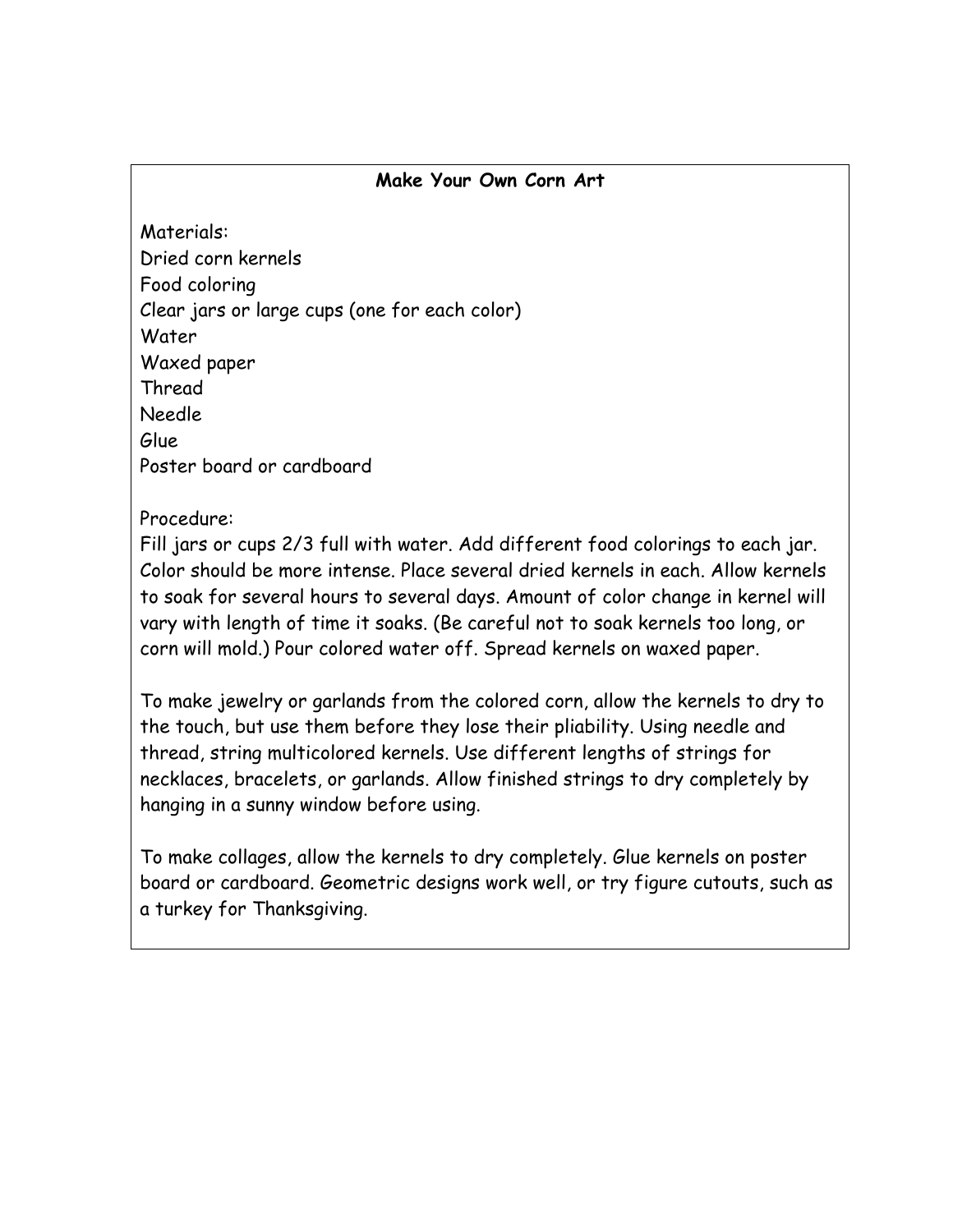## Make Your Own Corn Art

Materials:
Dried corn kernels
Food coloring
Clear jars or large cups (one for each color)
Water
Waxed paper
Thread
Needle
Glue
Poster board or cardboard

Procedure:
Fill jars or cups 2/3 full with water. Add different food colorings to each jar. Color should be more intense. Place several dried kernels in each. Allow kernels to soak for several hours to several days. Amount of color change in kernel will vary with length of time it soaks. (Be careful not to soak kernels too long, or corn will mold.) Pour colored water off. Spread kernels on waxed paper.

To make jewelry or garlands from the colored corn, allow the kernels to dry to the touch, but use them before they lose their pliability. Using needle and thread, string multicolored kernels. Use different lengths of strings for necklaces, bracelets, or garlands. Allow finished strings to dry completely by hanging in a sunny window before using.

To make collages, allow the kernels to dry completely. Glue kernels on poster board or cardboard. Geometric designs work well, or try figure cutouts, such as a turkey for Thanksgiving.